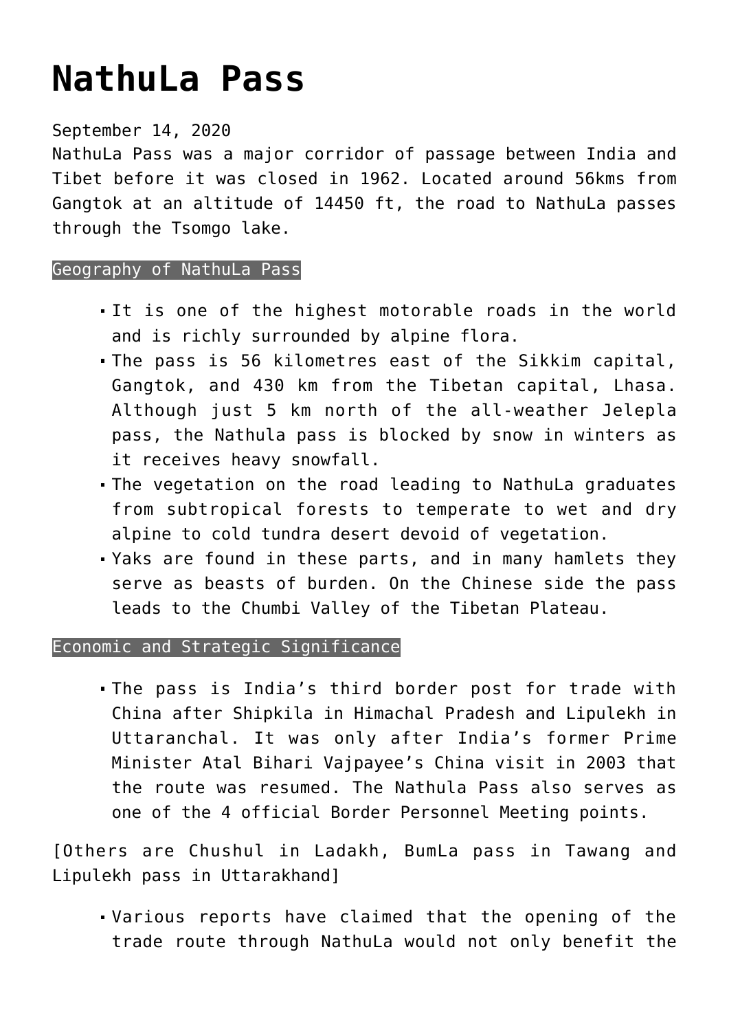# NathuLa Pass

September 14, 2020

NathuLa Pass was a major corridor of passage between India and Tibet before it was closed in 1962. Located around 56kms from Gangtok at an altitude of 14450 ft, the road to NathuLa passes through the Tsomgo lake.

## Geography of NathuLa Pass

- It is one of the highest motorable roads in the world and is richly surrounded by alpine flora.
- The pass is 56 kilometres east of the Sikkim capital, Gangtok, and 430 km from the Tibetan capital, Lhasa. Although just 5 km north of the all-weather Jelepla pass, the Nathula pass is blocked by snow in winters as it receives heavy snowfall.
- The vegetation on the road leading to NathuLa graduates from subtropical forests to temperate to wet and dry alpine to cold tundra desert devoid of vegetation.
- Yaks are found in these parts, and in many hamlets they serve as beasts of burden. On the Chinese side the pass leads to the Chumbi Valley of the Tibetan Plateau.

## Economic and Strategic Significance

- The pass is India's third border post for trade with China after Shipkila in Himachal Pradesh and Lipulekh in Uttaranchal. It was only after India's former Prime Minister Atal Bihari Vajpayee's China visit in 2003 that the route was resumed. The Nathula Pass also serves as one of the 4 official Border Personnel Meeting points.

[Others are Chushul in Ladakh, BumLa pass in Tawang and Lipulekh pass in Uttarakhand]

- Various reports have claimed that the opening of the trade route through NathuLa would not only benefit the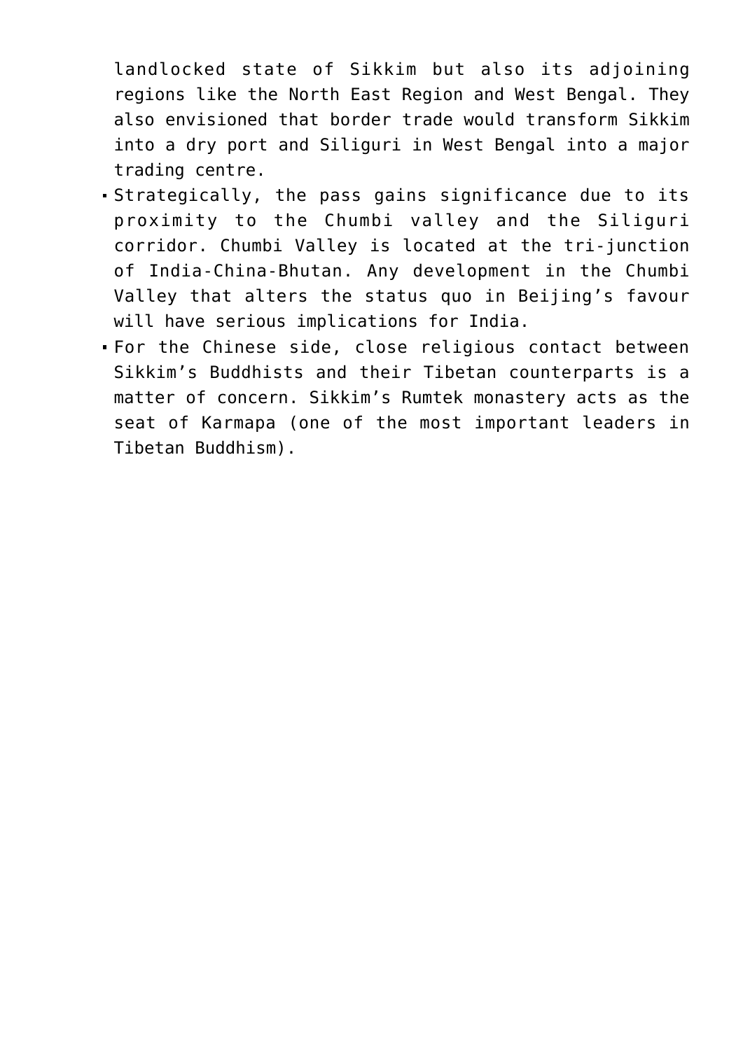landlocked state of Sikkim but also its adjoining regions like the North East Region and West Bengal. They also envisioned that border trade would transform Sikkim into a dry port and Siliguri in West Bengal into a major trading centre.

- Strategically, the pass gains significance due to its proximity to the Chumbi valley and the Siliguri corridor. Chumbi Valley is located at the tri-junction of India-China-Bhutan. Any development in the Chumbi Valley that alters the status quo in Beijing's favour will have serious implications for India.
- For the Chinese side, close religious contact between Sikkim's Buddhists and their Tibetan counterparts is a matter of concern. Sikkim's Rumtek monastery acts as the seat of Karmapa (one of the most important leaders in Tibetan Buddhism).